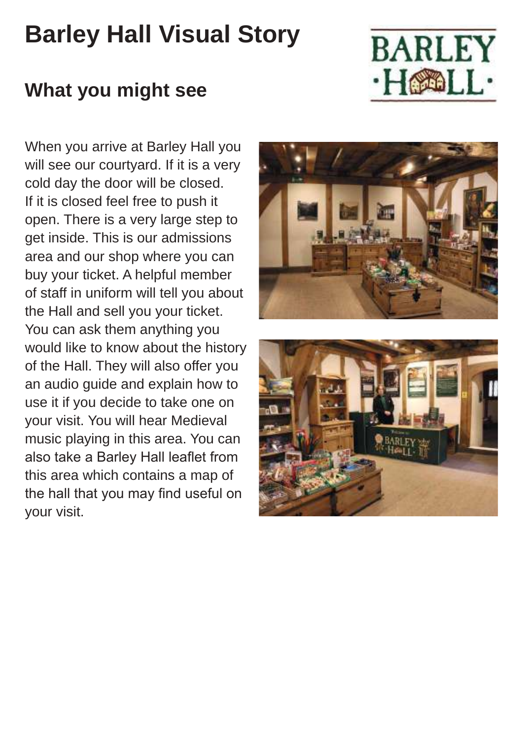# Barley Hall Visual Story

## What you might see

When you arrive at Barley Hall you will see our courtyard. If it is a very cold day the door will be closed. If it is closed feel free to push it open. There is a very large step to get inside. This is our admissions area and our shop where you can buy your ticket. A helpful member of staff in uniform will tell you about the Hall and sell you your ticket. You can ask them anything you would like to know about the history of the Hall. They will also offer you an audio guide and explain how to use it if you decide to take one on your visit. You will hear Medieval music playing in this area. You can also take a Barley Hall leaflet from this area which contains a map of the hall that you may find useful on your visit.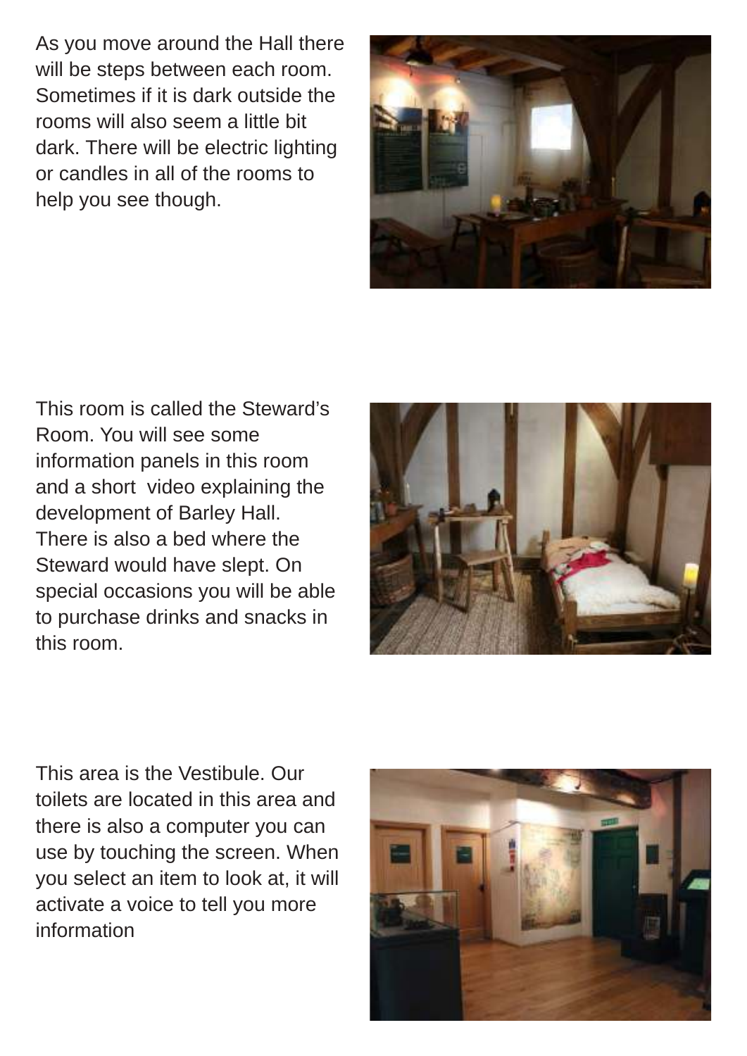As you move around the Hall there will be steps between each room. Sometimes if it is dark outside the rooms will also seem a little bit dark. There will be electric lighting or candles in all of the rooms to help you see though.

This room is called the Steward's Room. You will see some information panels in this room and a short video explaining the development of Barley Hall. There is also a bed where the Steward would have slept. On special occasions you will be able to purchase drinks and snacks in this room.

This area is the Vestibule. Our toilets are located in this area and there is also a computer you can use by touching the screen. When you select an item to look at, it will activate a voice to tell you more information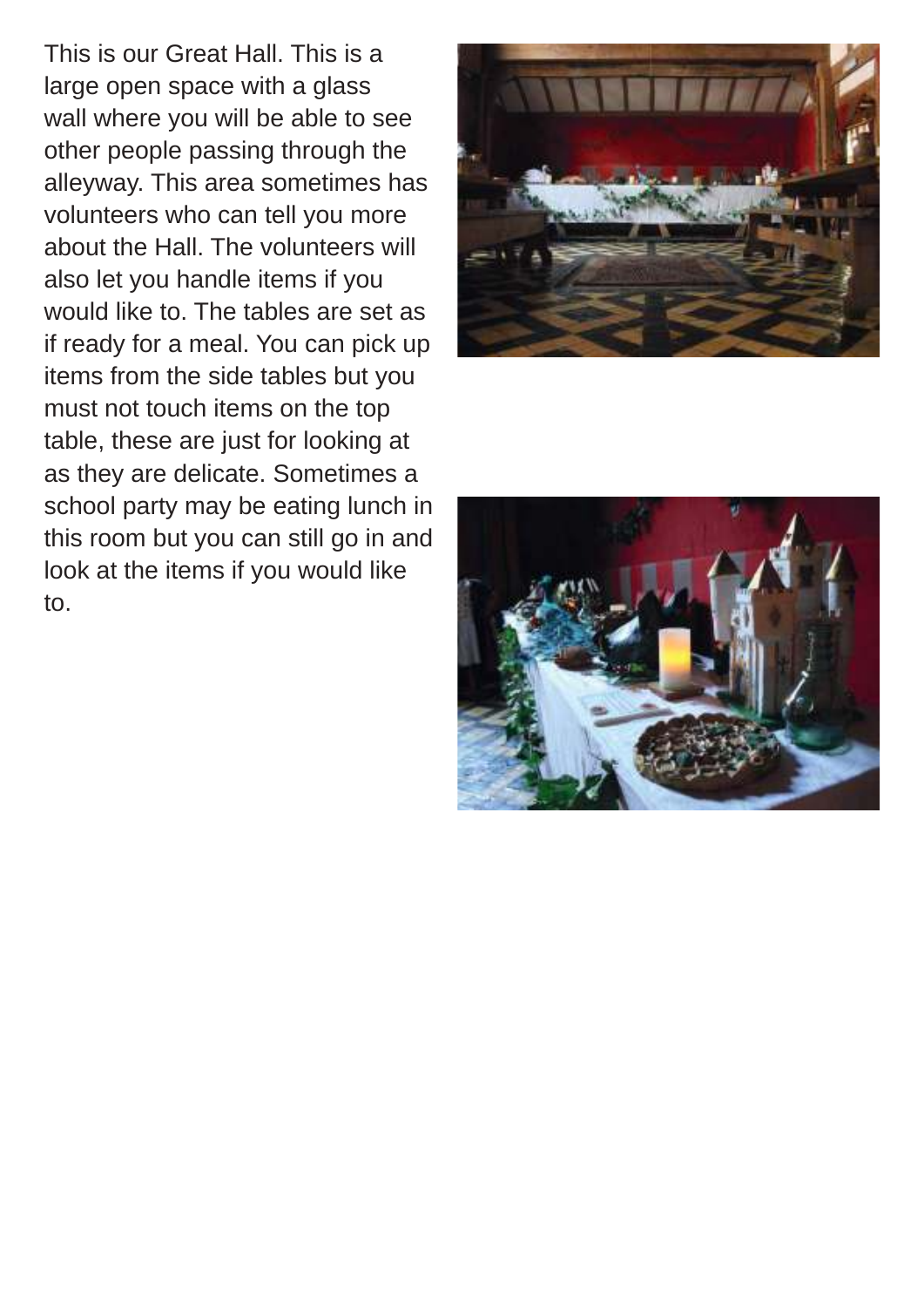This is our Great Hall. This is a large open space with a glass wall where you will be able to see other people passing through the alleyway. This area sometimes has volunteers who can tell you more about the Hall. The volunteers will also let you handle items if you would like to. The tables are set as if ready for a meal. You can pick up items from the side tables but you must not touch items on the top table, these are just for looking at as they are delicate. Sometimes a school party may be eating lunch in this room but you can still go in and look at the items if you would like to.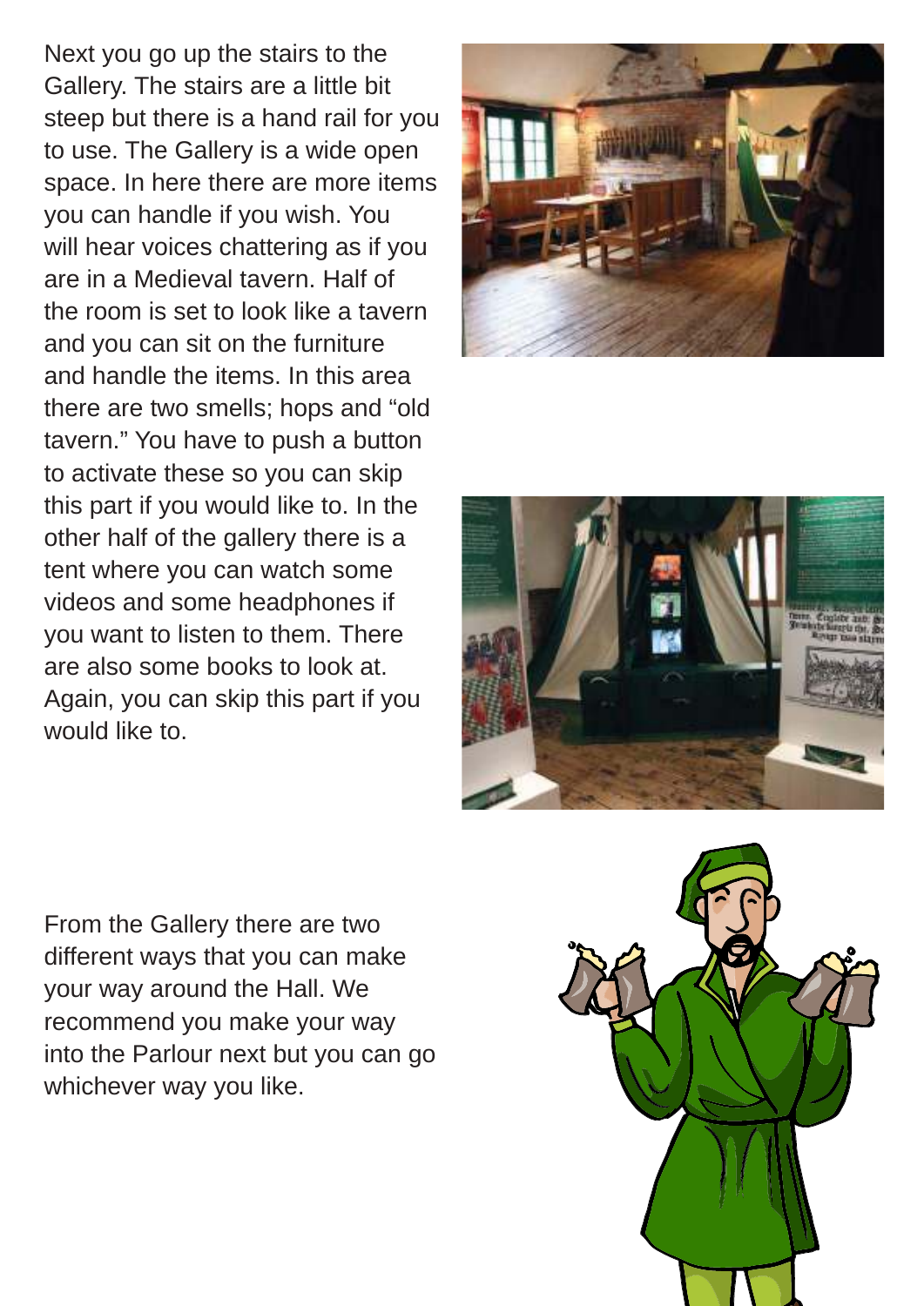Next you go up the stairs to the Gallery. The stairs are a little bit steep but there is a hand rail for you to use. The Gallery is a wide open space. In here there are more items you can handle if you wish. You will hear voices chattering as if you are in a Medieval tavern. Half of the room is set to look like a tavern and you can sit on the furniture and handle the items. In this area there are two smells; hops and "old tavern." You have to push a button to activate these so you can skip this part if you would like to. In the other half of the gallery there is a tent where you can watch some videos and some headphones if you want to listen to them. There are also some books to look at. Again, you can skip this part if you would like to.

From the Gallery there are two different ways that you can make your way around the Hall. We recommend you make your way into the Parlour next but you can go whichever way you like.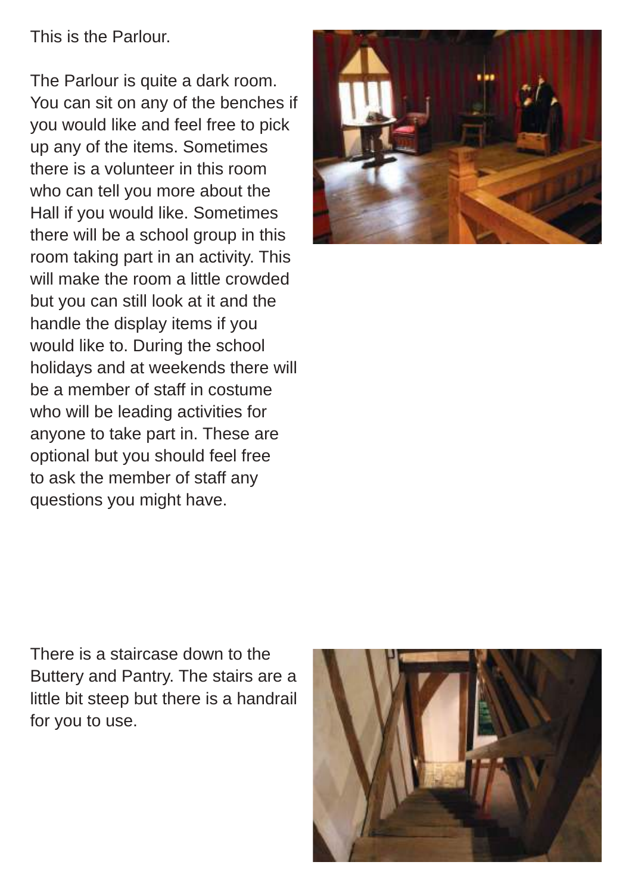This is the Parlour.

The Parlour is quite a dark room. You can sit on any of the benches if you would like and feel free to pick up any of the items. Sometimes there is a volunteer in this room who can tell you more about the Hall if you would like. Sometimes there will be a school group in this room taking part in an activity. This will make the room a little crowded but you can still look at it and the handle the display items if you would like to. During the school holidays and at weekends there will be a member of staff in costume who will be leading activities for anyone to take part in. These are optional but you should feel free to ask the member of staff any questions you might have.

There is a staircase down to the Buttery and Pantry. The stairs are a little bit steep but there is a handrail for you to use.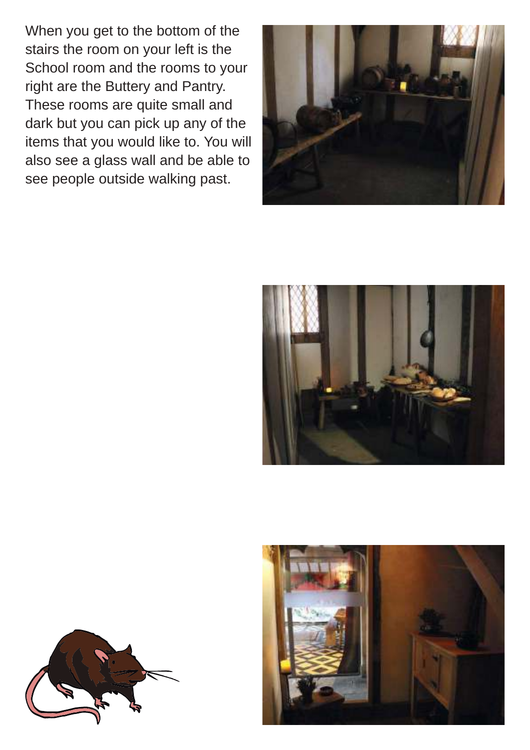When you get to the bottom of the stairs the room on your left is the School room and the rooms to your right are the Buttery and Pantry. These rooms are quite small and dark but you can pick up any of the items that you would like to. You will also see a glass wall and be able to see people outside walking past.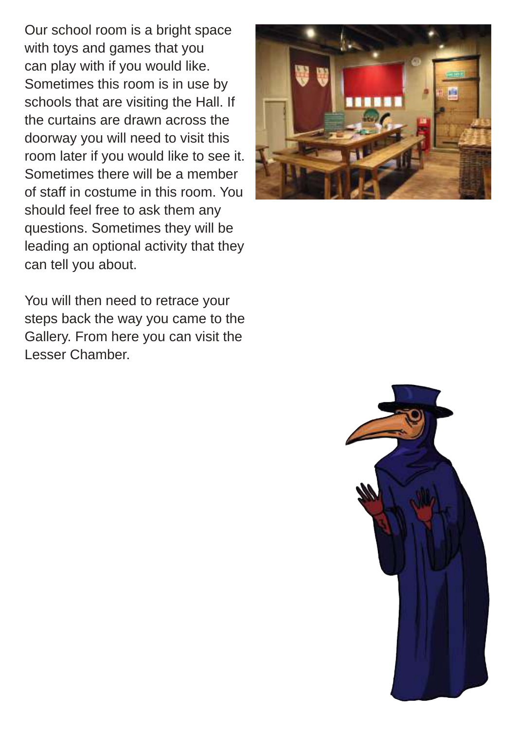Our school room is a bright space with toys and games that you can play with if you would like. Sometimes this room is in use by schools that are visiting the Hall. If the curtains are drawn across the doorway you will need to visit this room later if you would like to see it. Sometimes there will be a member of staff in costume in this room. You should feel free to ask them any questions. Sometimes they will be leading an optional activity that they can tell you about.

You will then need to retrace your steps back the way you came to the Gallery. From here you can visit the Lesser Chamber.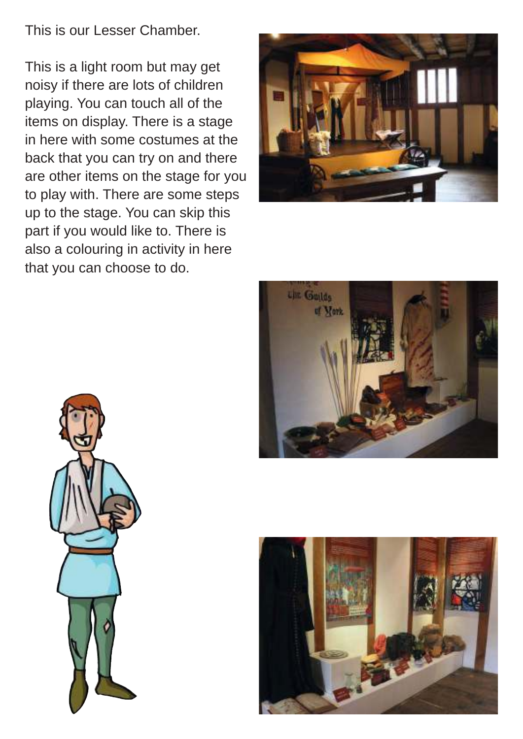This is our Lesser Chamber.

This is a light room but may get noisy if there are lots of children playing. You can touch all of the items on display. There is a stage in here with some costumes at the back that you can try on and there are other items on the stage for you to play with. There are some steps up to the stage. You can skip this part if you would like to. There is also a colouring in activity in here that you can choose to do.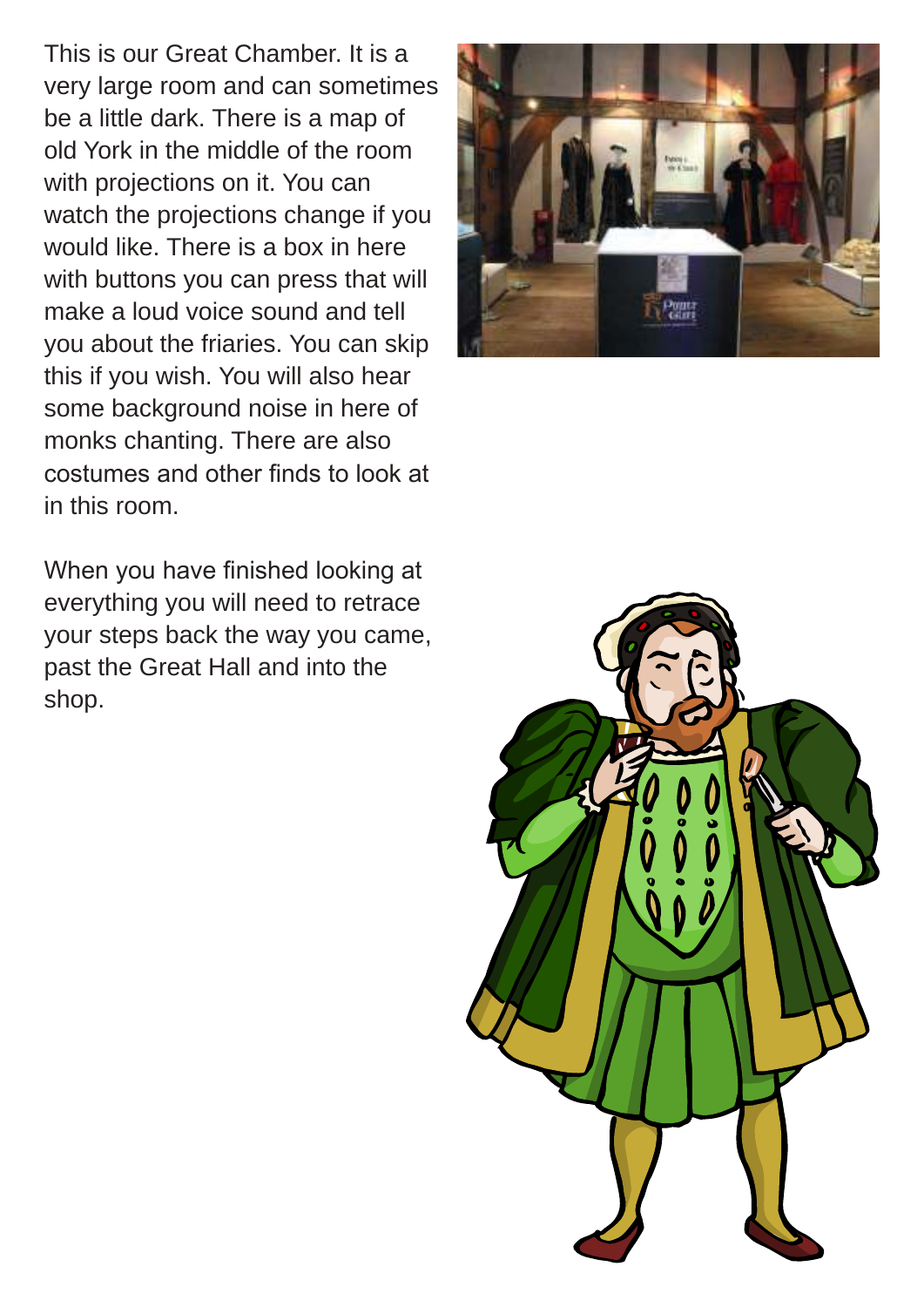This is our Great Chamber. It is a very large room and can sometimes be a little dark. There is a map of old York in the middle of the room with projections on it. You can watch the projections change if you would like. There is a box in here with buttons you can press that will make a loud voice sound and tell you about the friaries. You can skip this if you wish. You will also hear some background noise in here of monks chanting. There are also costumes and other finds to look at in this room.

When you have finished looking at everything you will need to retrace your steps back the way you came, past the Great Hall and into the shop.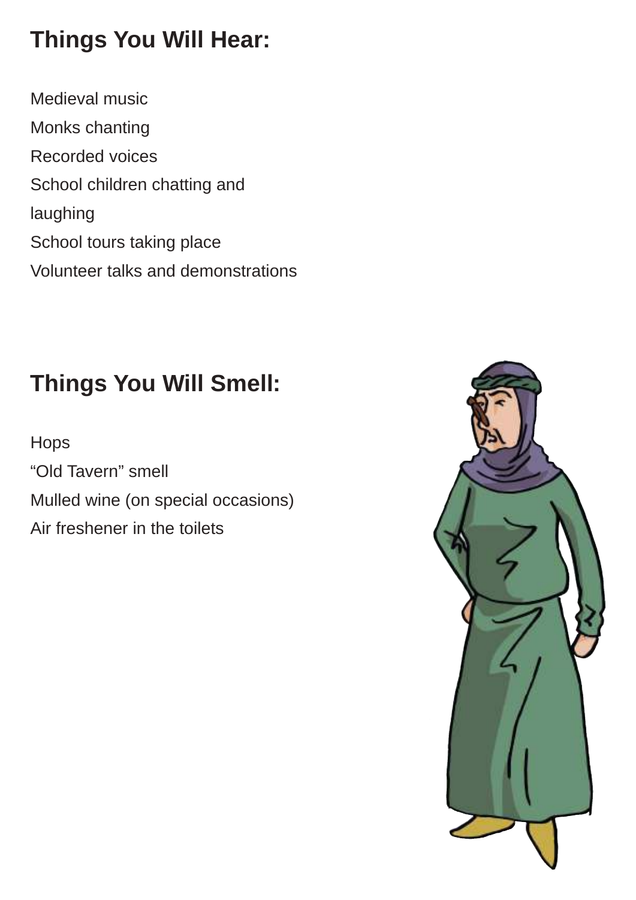## Things You Will Hear:

Medieval music
Monks chanting
Recorded voices
School children chatting and laughing
School tours taking place
Volunteer talks and demonstrations

## Things You Will Smell:

Hops
"Old Tavern" smell
Mulled wine (on special occasions)
Air freshener in the toilets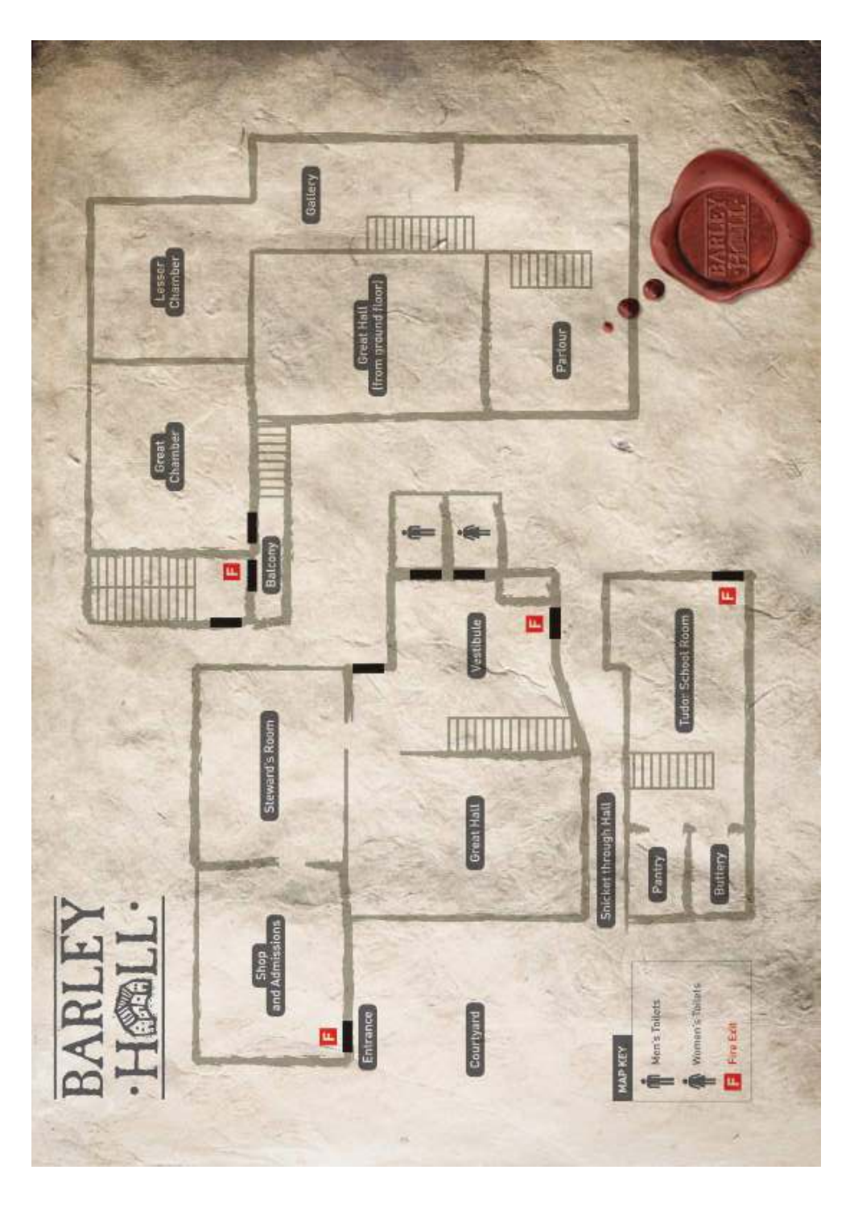# BARLEY HALL

Gallery

Lesser Chamber

Great Hall (from ground floor)

Parlour

Great Chamber

Balcony

Steward's Room

Vestibule

Great Hall

Tudor School Room

Shop and Admissions

Entrance

Courtyard

Snicket through Hall

Pantry

Buttery

MAP KEY

Men's Toilets

Women's Toilets

F Fire Exit